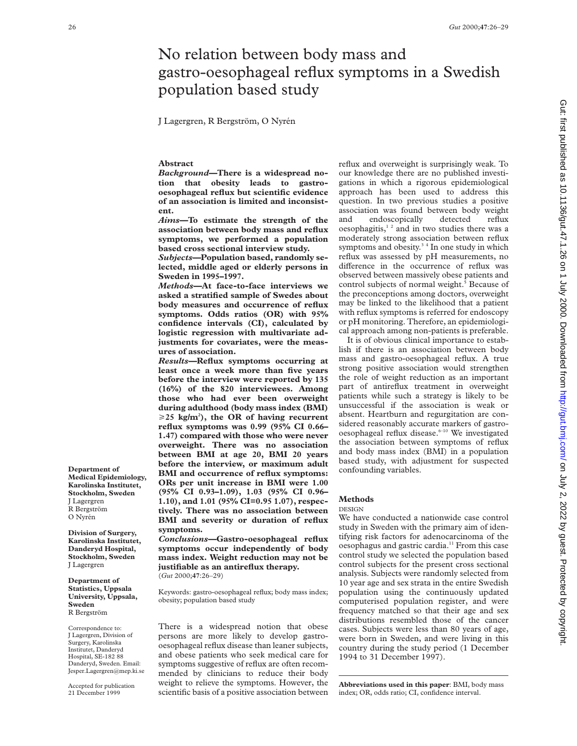# No relation between body mass and gastro-oesophageal reflux symptoms in a Swedish population based study

J Lagergren, R Bergström, O Nyrén

## Abstract

***Background*—There is a widespread notion that obesity leads to gastro-oesophageal reflux but scientific evidence of an association is limited and inconsistent.**

***Aims*—To estimate the strength of the association between body mass and reflux symptoms, we performed a population based cross sectional interview study.**

***Subjects*—Population based, randomly selected, middle aged or elderly persons in Sweden in 1995–1997.**

***Methods*—At face-to-face interviews we asked a stratified sample of Swedes about body measures and occurrence of reflux symptoms. Odds ratios (OR) with 95% confidence intervals (CI), calculated by logistic regression with multivariate adjustments for covariates, were the measures of association.**

***Results*—Reflux symptoms occurring at least once a week more than five years before the interview were reported by 135 (16%) of the 820 interviewees. Among those who had ever been overweight during adulthood (body mass index (BMI) ⩾25 kg/m$^2$), the OR of having recurrent reflux symptoms was 0.99 (95% CI 0.66–1.47) compared with those who were never overweight. There was no association between BMI at age 20, BMI 20 years before the interview, or maximum adult BMI and occurrence of reflux symptoms: ORs per unit increase in BMI were 1.00 (95% CI 0.93–1.09), 1.03 (95% CI 0.96–1.10), and 1.01 (95% CI=0.95 1.07), respectively. There was no association between BMI and severity or duration of reflux symptoms.**

***Conclusions*—Gastro-oesophageal reflux symptoms occur independently of body mass index. Weight reduction may not be justifiable as an antireflux therapy.**

(*Gut* 2000;**47**:26–29)

Keywords: gastro-oesophageal reflux; body mass index; obesity; population based study

**Department of Medical Epidemiology, Karolinska Institutet, Stockholm, Sweden**
J Lagergren
R Bergström
O Nyrén

**Division of Surgery, Karolinska Institutet, Danderyd Hospital, Stockholm, Sweden**
J Lagergren

**Department of Statistics, Uppsala University, Uppsala, Sweden**
R Bergström

Correspondence to: J Lagergren, Division of Surgery, Karolinska Institutet, Danderyd Hospital, SE-182 88 Danderyd, Sweden. Email: Jesper.Lagergren@mep.ki.se

Accepted for publication 21 December 1999

There is a widespread notion that obese persons are more likely to develop gastro-oesophageal reflux disease than leaner subjects, and obese patients who seek medical care for symptoms suggestive of reflux are often recommended by clinicians to reduce their body weight to relieve the symptoms. However, the scientific basis of a positive association between reflux and overweight is surprisingly weak. To our knowledge there are no published investigations in which a rigorous epidemiological approach has been used to address this question. In two previous studies a positive association was found between body weight and endoscopically detected reflux oesophagitis,[1 2] and in two studies there was a moderately strong association between reflux symptoms and obesity.[3 4] In one study in which reflux was assessed by pH measurements, no difference in the occurrence of reflux was observed between massively obese patients and control subjects of normal weight.[5] Because of the preconceptions among doctors, overweight may be linked to the likelihood that a patient with reflux symptoms is referred for endoscopy or pH monitoring. Therefore, an epidemiological approach among non-patients is preferable.

It is of obvious clinical importance to establish if there is an association between body mass and gastro-oesophageal reflux. A true strong positive association would strengthen the role of weight reduction as an important part of antireflux treatment in overweight patients while such a strategy is likely to be unsuccessful if the association is weak or absent. Heartburn and regurgitation are considered reasonably accurate markers of gastro-oesophageal reflux disease.[6–10] We investigated the association between symptoms of reflux and body mass index (BMI) in a population based study, with adjustment for suspected confounding variables.

## Methods

### DESIGN

We have conducted a nationwide case control study in Sweden with the primary aim of identifying risk factors for adenocarcinoma of the oesophagus and gastric cardia.[11] From this case control study we selected the population based control subjects for the present cross sectional analysis. Subjects were randomly selected from 10 year age and sex strata in the entire Swedish population using the continuously updated computerised population register, and were frequency matched so that their age and sex distributions resembled those of the cancer cases. Subjects were less than 80 years of age, were born in Sweden, and were living in this country during the study period (1 December 1994 to 31 December 1997).

**Abbreviations used in this paper**: BMI, body mass index; OR, odds ratio; CI, confidence interval.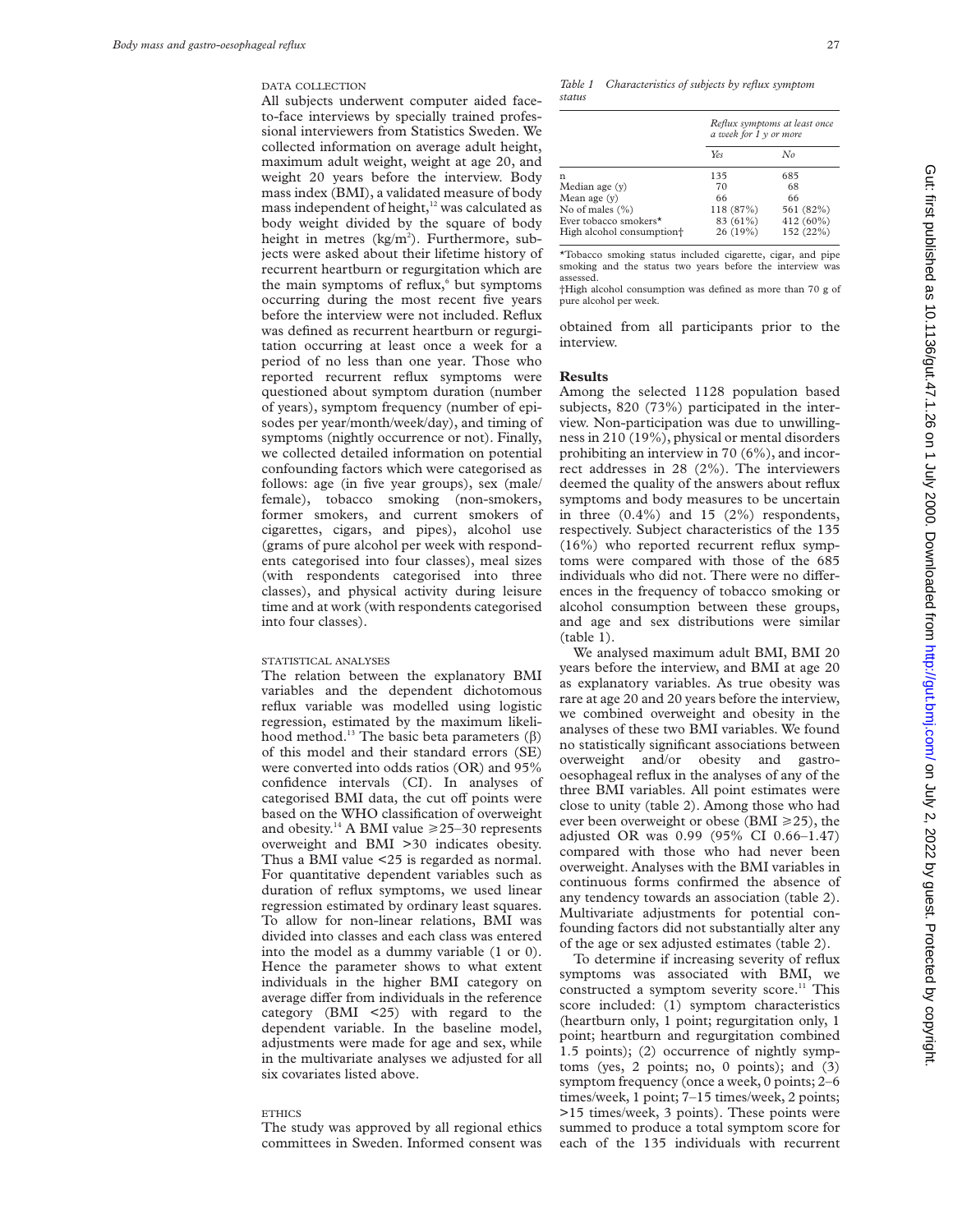#### DATA COLLECTION

All subjects underwent computer aided face-to-face interviews by specially trained professional interviewers from Statistics Sweden. We collected information on average adult height, maximum adult weight, weight at age 20, and weight 20 years before the interview. Body mass index (BMI), a validated measure of body mass independent of height,[12] was calculated as body weight divided by the square of body height in metres (kg/m$^2$). Furthermore, subjects were asked about their lifetime history of recurrent heartburn or regurgitation which are the main symptoms of reflux,[6] but symptoms occurring during the most recent five years before the interview were not included. Reflux was defined as recurrent heartburn or regurgitation occurring at least once a week for a period of no less than one year. Those who reported recurrent reflux symptoms were questioned about symptom duration (number of years), symptom frequency (number of episodes per year/month/week/day), and timing of symptoms (nightly occurrence or not). Finally, we collected detailed information on potential confounding factors which were categorised as follows: age (in five year groups), sex (male/female), tobacco smoking (non-smokers, former smokers, and current smokers of cigarettes, cigars, and pipes), alcohol use (grams of pure alcohol per week with respondents categorised into four classes), meal sizes (with respondents categorised into three classes), and physical activity during leisure time and at work (with respondents categorised into four classes).

#### STATISTICAL ANALYSES

The relation between the explanatory BMI variables and the dependent dichotomous reflux variable was modelled using logistic regression, estimated by the maximum likelihood method.[13] The basic beta parameters (β) of this model and their standard errors (SE) were converted into odds ratios (OR) and 95% confidence intervals (CI). In analyses of categorised BMI data, the cut off points were based on the WHO classification of overweight and obesity.[14] A BMI value ⩾25–30 represents overweight and BMI >30 indicates obesity. Thus a BMI value <25 is regarded as normal. For quantitative dependent variables such as duration of reflux symptoms, we used linear regression estimated by ordinary least squares. To allow for non-linear relations, BMI was divided into classes and each class was entered into the model as a dummy variable (1 or 0). Hence the parameter shows to what extent individuals in the higher BMI category on average differ from individuals in the reference category (BMI <25) with regard to the dependent variable. In the baseline model, adjustments were made for age and sex, while in the multivariate analyses we adjusted for all six covariates listed above.

#### ETHICS

The study was approved by all regional ethics committees in Sweden. Informed consent was obtained from all participants prior to the interview.

*Table 1 Characteristics of subjects by reflux symptom status*

| | Reflux symptoms at least once a week for 1 y or more | |
|---|---|---|
| | *Yes* | *No* |
| n | 135 | 685 |
| Median age (y) | 70 | 68 |
| Mean age (y) | 66 | 66 |
| No of males (%) | 118 (87%) | 561 (82%) |
| Ever tobacco smokers* | 83 (61%) | 412 (60%) |
| High alcohol consumption† | 26 (19%) | 152 (22%) |

*Tobacco smoking status included cigarette, cigar, and pipe smoking and the status two years before the interview was assessed.

†High alcohol consumption was defined as more than 70 g of pure alcohol per week.

## Results

Among the selected 1128 population based subjects, 820 (73%) participated in the interview. Non-participation was due to unwillingness in 210 (19%), physical or mental disorders prohibiting an interview in 70 (6%), and incorrect addresses in 28 (2%). The interviewers deemed the quality of the answers about reflux symptoms and body measures to be uncertain in three (0.4%) and 15 (2%) respondents, respectively. Subject characteristics of the 135 (16%) who reported recurrent reflux symptoms were compared with those of the 685 individuals who did not. There were no differences in the frequency of tobacco smoking or alcohol consumption between these groups, and age and sex distributions were similar (table 1).

We analysed maximum adult BMI, BMI 20 years before the interview, and BMI at age 20 as explanatory variables. As true obesity was rare at age 20 and 20 years before the interview, we combined overweight and obesity in the analyses of these two BMI variables. We found no statistically significant associations between overweight and/or obesity and gastro-oesophageal reflux in the analyses of any of the three BMI variables. All point estimates were close to unity (table 2). Among those who had ever been overweight or obese (BMI ⩾25), the adjusted OR was 0.99 (95% CI 0.66–1.47) compared with those who had never been overweight. Analyses with the BMI variables in continuous forms confirmed the absence of any tendency towards an association (table 2). Multivariate adjustments for potential confounding factors did not substantially alter any of the age or sex adjusted estimates (table 2).

To determine if increasing severity of reflux symptoms was associated with BMI, we constructed a symptom severity score.[11] This score included: (1) symptom characteristics (heartburn only, 1 point; regurgitation only, 1 point; heartburn and regurgitation combined 1.5 points); (2) occurrence of nightly symptoms (yes, 2 points; no, 0 points); and (3) symptom frequency (once a week, 0 points; 2–6 times/week, 1 point; 7–15 times/week, 2 points; >15 times/week, 3 points). These points were summed to produce a total symptom score for each of the 135 individuals with recurrent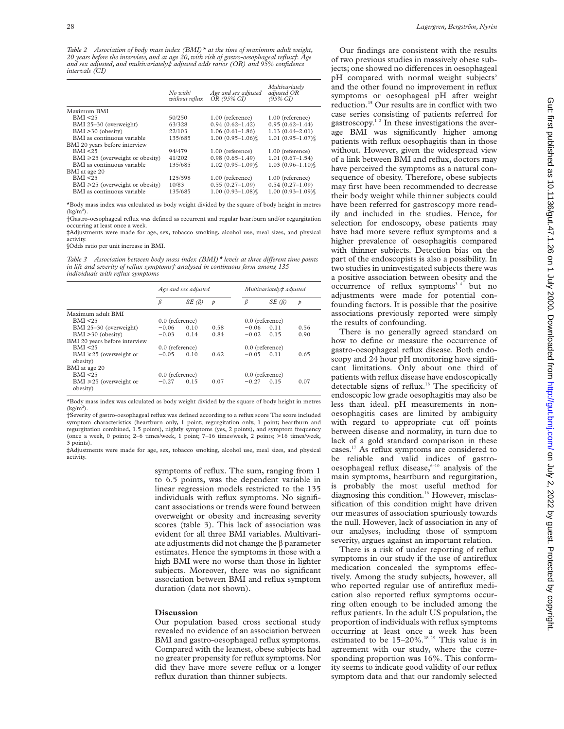*Table 2 Association of body mass index (BMI)* at the time of maximum adult weight, 20 years before the interview, and at age 20, with risk of gastro-oesophageal reflux†. Age and sex adjusted, and multivariately‡ adjusted odds ratios (OR) and 95% confidence intervals (CI)*

| | No with/ without reflux | Age and sex adjusted OR (95% CI) | Multivariately adjusted OR (95% CI) |
|---|---|---|---|
| Maximum BMI | | | |
| BMI <25 | 50/250 | 1.00 (reference) | 1.00 (reference) |
| BMI 25–30 (overweight) | 63/328 | 0.94 (0.62–1.42) | 0.95 (0.62–1.44) |
| BMI >30 (obesity) | 22/103 | 1.06 (0.61–1.86) | 1.13 (0.64–2.01) |
| BMI as continuous variable | 135/685 | 1.00 (0.95–1.06)§ | 1.01 (0.95–1.07)§ |
| BMI 20 years before interview | | | |
| BMI <25 | 94/479 | 1.00 (reference) | 1.00 (reference) |
| BMI ⩾25 (overweight or obesity) | 41/202 | 0.98 (0.65–1.49) | 1.01 (0.67–1.54) |
| BMI as continuous variable | 135/685 | 1.02 (0.95–1.09)§ | 1.03 (0.96–1.10)§ |
| BMI at age 20 | | | |
| BMI <25 | 125/598 | 1.00 (reference) | 1.00 (reference) |
| BMI ⩾25 (overweight or obesity) | 10/83 | 0.55 (0.27–1.09) | 0.54 (0.27–1.09) |
| BMI as continuous variable | 135/685 | 1.00 (0.93–1.08)§ | 1.00 (0.93–1.09)§ |

*Body mass index was calculated as body weight divided by the square of body height in metres (kg/m$^2$).

†Gastro-oesophageal reflux was defined as recurrent and regular heartburn and/or regurgitation occurring at least once a week.

‡Adjustments were made for age, sex, tobacco smoking, alcohol use, meal sizes, and physical activity.

§Odds ratio per unit increase in BMI.

*Table 3 Association between body mass index (BMI)* levels at three different time points in life and severity of reflux symptoms† analysed in continuous form among 135 individuals with reflux symptoms*

| | Age and sex adjusted | | | Multivariately‡ adjusted | | |
|---|---|---|---|---|---|---|
| | β | SE (β) | p | β | SE (β) | p |
| Maximum adult BMI | | | | | | |
| BMI <25 | 0.0 (reference) | | | 0.0 (reference) | | |
| BMI 25–30 (overweight) | −0.06 | 0.10 | 0.58 | −0.06 | 0.11 | 0.56 |
| BMI >30 (obesity) | −0.03 | 0.14 | 0.84 | −0.02 | 0.15 | 0.90 |
| BMI 20 years before interview | | | | | | |
| BMI <25 | 0.0 (reference) | | | 0.0 (reference) | | |
| BMI ⩾25 (overweight or obesity) | −0.05 | 0.10 | 0.62 | −0.05 | 0.11 | 0.65 |
| BMI at age 20 | | | | | | |
| BMI <25 | 0.0 (reference) | | | 0.0 (reference) | | |
| BMI ⩾25 (overweight or obesity) | −0.27 | 0.15 | 0.07 | −0.27 | 0.15 | 0.07 |

*Body mass index was calculated as body weight divided by the square of body height in metres (kg/m$^2$).

†Severity of gastro-oesophageal reflux was defined according to a reflux score The score included symptom characteristics (heartburn only, 1 point; regurgitation only, 1 point; heartburn and regurgitation combined, 1.5 points), nightly symptoms (yes, 2 points), and symptom frequency (once a week, 0 points; 2–6 times/week, 1 point; 7–16 times/week, 2 points; >16 times/week, 3 points).

‡Adjustments were made for age, sex, tobacco smoking, alcohol use, meal sizes, and physical activity.

symptoms of reflux. The sum, ranging from 1 to 6.5 points, was the dependent variable in linear regression models restricted to the 135 individuals with reflux symptoms. No significant associations or trends were found between overweight or obesity and increasing severity scores (table 3). This lack of association was evident for all three BMI variables. Multivariate adjustments did not change the β parameter estimates. Hence the symptoms in those with a high BMI were no worse than those in lighter subjects. Moreover, there was no significant association between BMI and reflux symptom duration (data not shown).

## Discussion

Our population based cross sectional study revealed no evidence of an association between BMI and gastro-oesophageal reflux symptoms. Compared with the leanest, obese subjects had no greater propensity for reflux symptoms. Nor did they have more severe reflux or a longer reflux duration than thinner subjects.

Our findings are consistent with the results of two previous studies in massively obese subjects; one showed no differences in oesophageal pH compared with normal weight subjects[5] and the other found no improvement in reflux symptoms or oesophageal pH after weight reduction.[15] Our results are in conflict with two case series consisting of patients referred for gastroscopy.[1 2] In these investigations the average BMI was significantly higher among patients with reflux oesophagitis than in those without. However, given the widespread view of a link between BMI and reflux, doctors may have perceived the symptoms as a natural consequence of obesity. Therefore, obese subjects may first have been recommended to decrease their body weight while thinner subjects could have been referred for gastroscopy more readily and included in the studies. Hence, for selection for endoscopy, obese patients may have had more severe reflux symptoms and a higher prevalence of oesophagitis compared with thinner subjects. Detection bias on the part of the endoscopists is also a possibility. In two studies in uninvestigated subjects there was a positive association between obesity and the occurrence of reflux symptoms[3 4] but no adjustments were made for potential confounding factors. It is possible that the positive associations previously reported were simply the results of confounding.

There is no generally agreed standard on how to define or measure the occurrence of gastro-oesophageal reflux disease. Both endoscopy and 24 hour pH monitoring have significant limitations. Only about one third of patients with reflux disease have endoscopically detectable signs of reflux.[16] The specificity of endoscopic low grade oesophagitis may also be less than ideal. pH measurements in non-oesophagitis cases are limited by ambiguity with regard to appropriate cut off points between disease and normality, in turn due to lack of a gold standard comparison in these cases.[17] As reflux symptoms are considered to be reliable and valid indices of gastro-oesophageal reflux disease,[6–10] analysis of the main symptoms, heartburn and regurgitation, is probably the most useful method for diagnosing this condition.[16] However, misclassification of this condition might have driven our measures of association spuriously towards the null. However, lack of association in any of our analyses, including those of symptom severity, argues against an important relation.

There is a risk of under reporting of reflux symptoms in our study if the use of antireflux medication concealed the symptoms effectively. Among the study subjects, however, all who reported regular use of antireflux medication also reported reflux symptoms occurring often enough to be included among the reflux patients. In the adult US population, the proportion of individuals with reflux symptoms occurring at least once a week has been estimated to be 15–20%.[18 19] This value is in agreement with our study, where the corresponding proportion was 16%. This conformity seems to indicate good validity of our reflux symptom data and that our randomly selected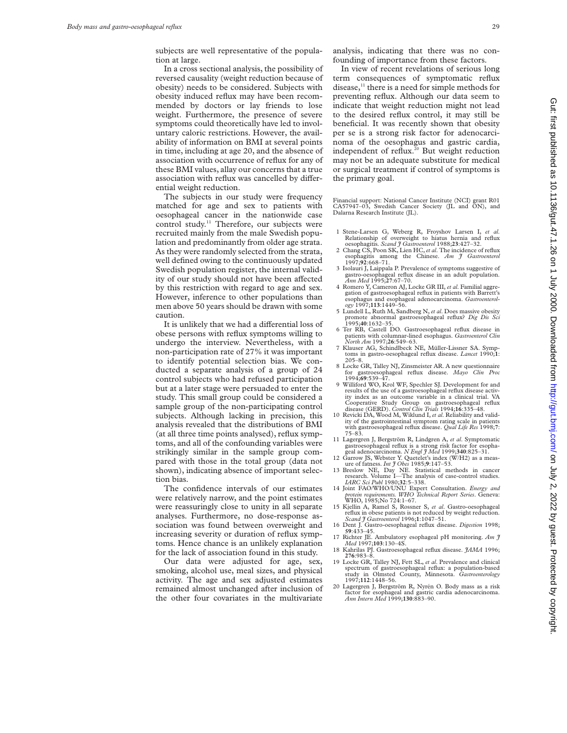subjects are well representative of the population at large.

In a cross sectional analysis, the possibility of reversed causality (weight reduction because of obesity) needs to be considered. Subjects with obesity induced reflux may have been recommended by doctors or lay friends to lose weight. Furthermore, the presence of severe symptoms could theoretically have led to involuntary caloric restrictions. However, the availability of information on BMI at several points in time, including at age 20, and the absence of association with occurrence of reflux for any of these BMI values, allay our concerns that a true association with reflux was cancelled by differential weight reduction.

The subjects in our study were frequency matched for age and sex to patients with oesophageal cancer in the nationwide case control study.[11] Therefore, our subjects were recruited mainly from the male Swedish population and predominantly from older age strata. As they were randomly selected from the strata, well defined owing to the continuously updated Swedish population register, the internal validity of our study should not have been affected by this restriction with regard to age and sex. However, inference to other populations than men above 50 years should be drawn with some caution.

It is unlikely that we had a differential loss of obese persons with reflux symptoms willing to undergo the interview. Nevertheless, with a non-participation rate of 27% it was important to identify potential selection bias. We conducted a separate analysis of a group of 24 control subjects who had refused participation but at a later stage were persuaded to enter the study. This small group could be considered a sample group of the non-participating control subjects. Although lacking in precision, this analysis revealed that the distributions of BMI (at all three time points analysed), reflux symptoms, and all of the confounding variables were strikingly similar in the sample group compared with those in the total group (data not shown), indicating absence of important selection bias.

The confidence intervals of our estimates were relatively narrow, and the point estimates were reassuringly close to unity in all separate analyses. Furthermore, no dose-response association was found between overweight and increasing severity or duration of reflux symptoms. Hence chance is an unlikely explanation for the lack of association found in this study.

Our data were adjusted for age, sex, smoking, alcohol use, meal sizes, and physical activity. The age and sex adjusted estimates remained almost unchanged after inclusion of the other four covariates in the multivariate analysis, indicating that there was no confounding of importance from these factors.

In view of recent revelations of serious long term consequences of symptomatic reflux disease,[11] there is a need for simple methods for preventing reflux. Although our data seem to indicate that weight reduction might not lead to the desired reflux control, it may still be beneficial. It was recently shown that obesity per se is a strong risk factor for adenocarcinoma of the oesophagus and gastric cardia, independent of reflux.[20] But weight reduction may not be an adequate substitute for medical or surgical treatment if control of symptoms is the primary goal.

Financial support: National Cancer Institute (NCI) grant R01 CA57947–03, Swedish Cancer Society (JL and ON), and Dalarna Research Institute (JL).

1. Stene-Larsen G, Weberg R, Froyshov Larsen I, *et al*. Relationship of overweight to hiatus hernia and reflux oesophagitis. *Scand J Gastroenterol* 1988;**23**:427–32.
2. Chang CS, Poon SK, Lien HC, *et al*. The incidence of reflux esophagitis among the Chinese. *Am J Gastroenterol* 1997;**92**:668–71.
3. Isolauri J, Laippala P. Prevalence of symptoms suggestive of gastro-oesophageal reflux disease in an adult population. *Ann Med* 1995;**27**:67–70.
4. Romero Y, Cameron AJ, Locke GR III, *et al*. Familial aggregation of gastroesophageal reflux in patients with Barrett's esophagus and esophageal adenocarcinoma. *Gastroenterology* 1997;**113**:1449–56.
5. Lundell L, Ruth M, Sandberg N, *et al*. Does massive obesity promote abnormal gastroesophageal reflux? *Dig Dis Sci* 1995;**40**:1632–35.
6. Ter RB, Castell DO. Gastroesophageal reflux disease in patients with columnar-lined esophagus. *Gastroenterol Clin North Am* 1997;**26**:549–63.
7. Klauser AG, Schindlbeck NE, Müller-Lissner SA. Symptoms in gastro-oesophageal reflux disease. *Lancet* 1990;**1**: 205–8.
8. Locke GR, Talley NJ, Zinsmeister AR. A new questionnaire for gastroesophageal reflux disease. *Mayo Clin Proc* 1994;**69**:539–47.
9. Williford WO, Krol WF, Spechler SJ. Development for and results of the use of a gastroesophageal reflux disease activity index as an outcome variable in a clinical trial. VA Cooperative Study Group on gastroesophageal reflux disease (GERD). *Control Clin Trials* 1994;**16**:335–48.
10. Revicki DA, Wood M, Wiklund I, *et al*. Reliability and validity of the gastrointestinal symptom rating scale in patients with gastroesophageal reflux disease. *Qual Life Res* 1998;**7**: 75–83.
11. Lagergren J, Bergström R, Lindgren A, *et al*. Symptomatic gastroesophageal reflux is a strong risk factor for esophageal adenocarcinoma. *N Engl J Med* 1999;**340**:825–31.
12. Garrow JS, Webster Y. Quetelet's index (W/H2) as a measure of fatness. *Int J Obes* 1985;**9**:147–53.
13. Breslow NE, Day NE. Statistical methods in cancer research. Volume I—The analysis of case-control studies. *IARC Sci Publ* 1980;**32**:5–338.
14. Joint FAO/WHO/UNU Expert Consultation. *Energy and protein requirements. WHO Technical Report Series*. Geneva: WHO, 1985;No 724:1–67.
15. Kjellin A, Ramel S, Rossner S, *et al*. Gastro-oesophageal reflux in obese patients is not reduced by weight reduction. *Scand J Gastroenterol* 1996;**1**:1047–51.
16. Dent J. Gastro-oesophageal reflux disease. *Digestion* 1998; **59**:433–45.
17. Richter JE. Ambulatory esophageal pH monitoring. *Am J Med* 1997;**103**:130–4S.
18. Kahrilas PJ. Gastroesophageal reflux disease. *JAMA* 1996; **276**:983–8.
19. Locke GR, Talley NJ, Fett SL, *et al*. Prevalence and clinical spectrum of gastroesophageal reflux: a population-based study in Olmsted County, Minnesota. *Gastroenterology* 1997;**112**:1448–56.
20. Lagergren J, Bergström R, Nyrén O. Body mass as a risk factor for esophageal and gastric cardia adenocarcinoma. *Ann Intern Med* 1999;**130**:883–90.